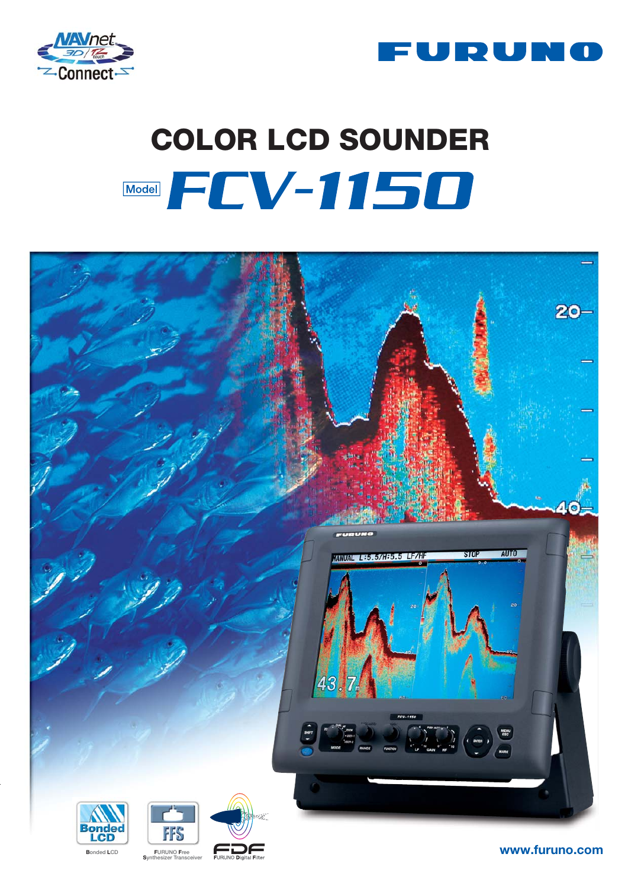NAVnet 3D / TZ touch Connect

FURUNO

# COLOR LCD SOUNDER

## Model FCV-1150

Bonded LCD

FFS — FURUNO Free Synthesizer Transceiver

FDF — FURUNO Digital Filter

www.furuno.com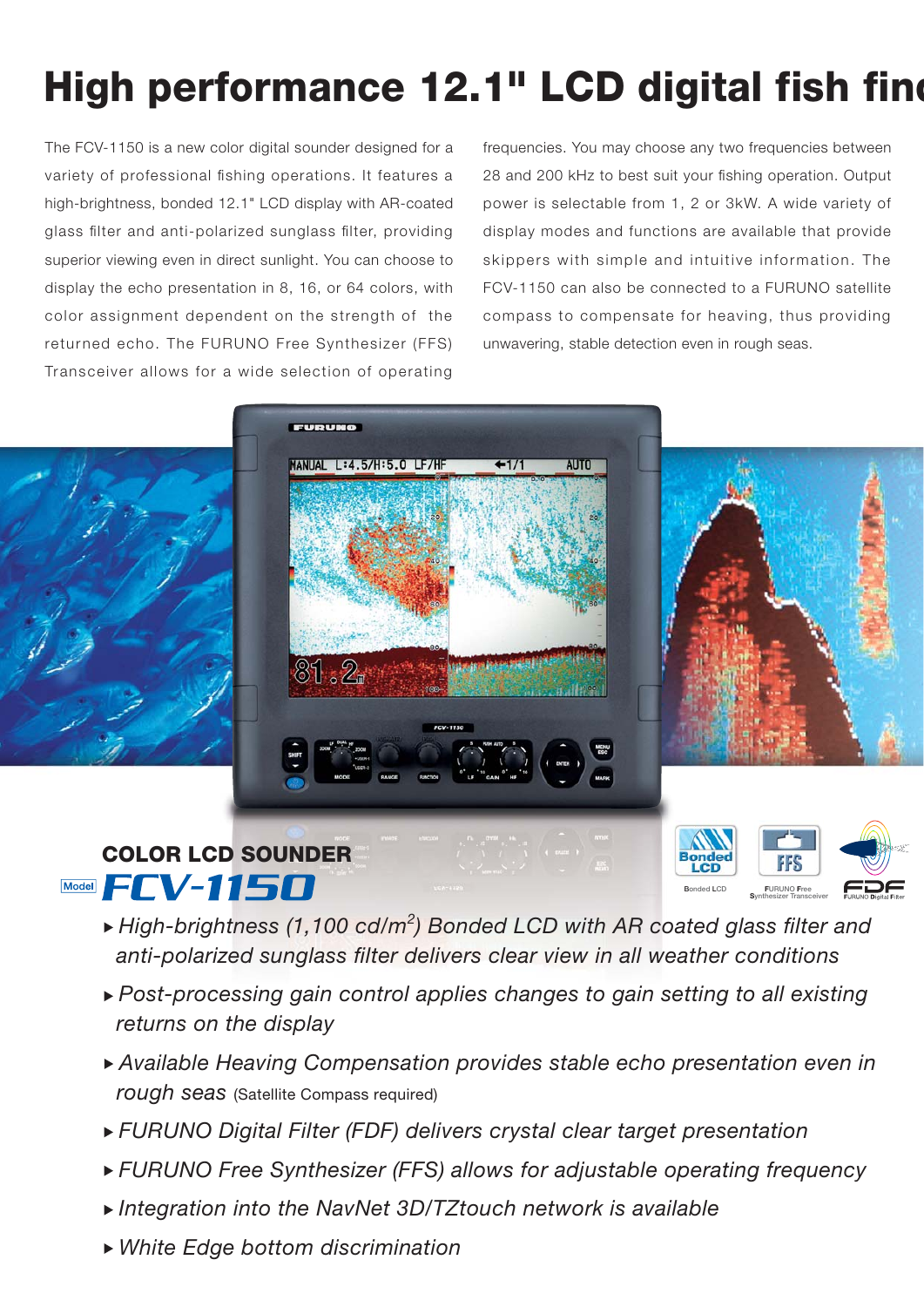# High performance 12.1" LCD digital fish find

The FCV-1150 is a new color digital sounder designed for a variety of professional fishing operations. It features a high-brightness, bonded 12.1" LCD display with AR-coated glass filter and anti-polarized sunglass filter, providing superior viewing even in direct sunlight. You can choose to display the echo presentation in 8, 16, or 64 colors, with color assignment dependent on the strength of the returned echo. The FURUNO Free Synthesizer (FFS) Transceiver allows for a wide selection of operating frequencies. You may choose any two frequencies between 28 and 200 kHz to best suit your fishing operation. Output power is selectable from 1, 2 or 3kW. A wide variety of display modes and functions are available that provide skippers with simple and intuitive information. The FCV-1150 can also be connected to a FURUNO satellite compass to compensate for heaving, thus providing unwavering, stable detection even in rough seas.

## COLOR LCD SOUNDER

Model **FCV-1150**

Bonded LCD | FURUNO Free Synthesizer Transceiver | FURUNO Digital Filter

- *High-brightness (1,100 cd/m$^2$) Bonded LCD with AR coated glass filter and anti-polarized sunglass filter delivers clear view in all weather conditions*
- *Post-processing gain control applies changes to gain setting to all existing returns on the display*
- *Available Heaving Compensation provides stable echo presentation even in rough seas* (Satellite Compass required)
- *FURUNO Digital Filter (FDF) delivers crystal clear target presentation*
- *FURUNO Free Synthesizer (FFS) allows for adjustable operating frequency*
- *Integration into the NavNet 3D/TZtouch network is available*
- *White Edge bottom discrimination*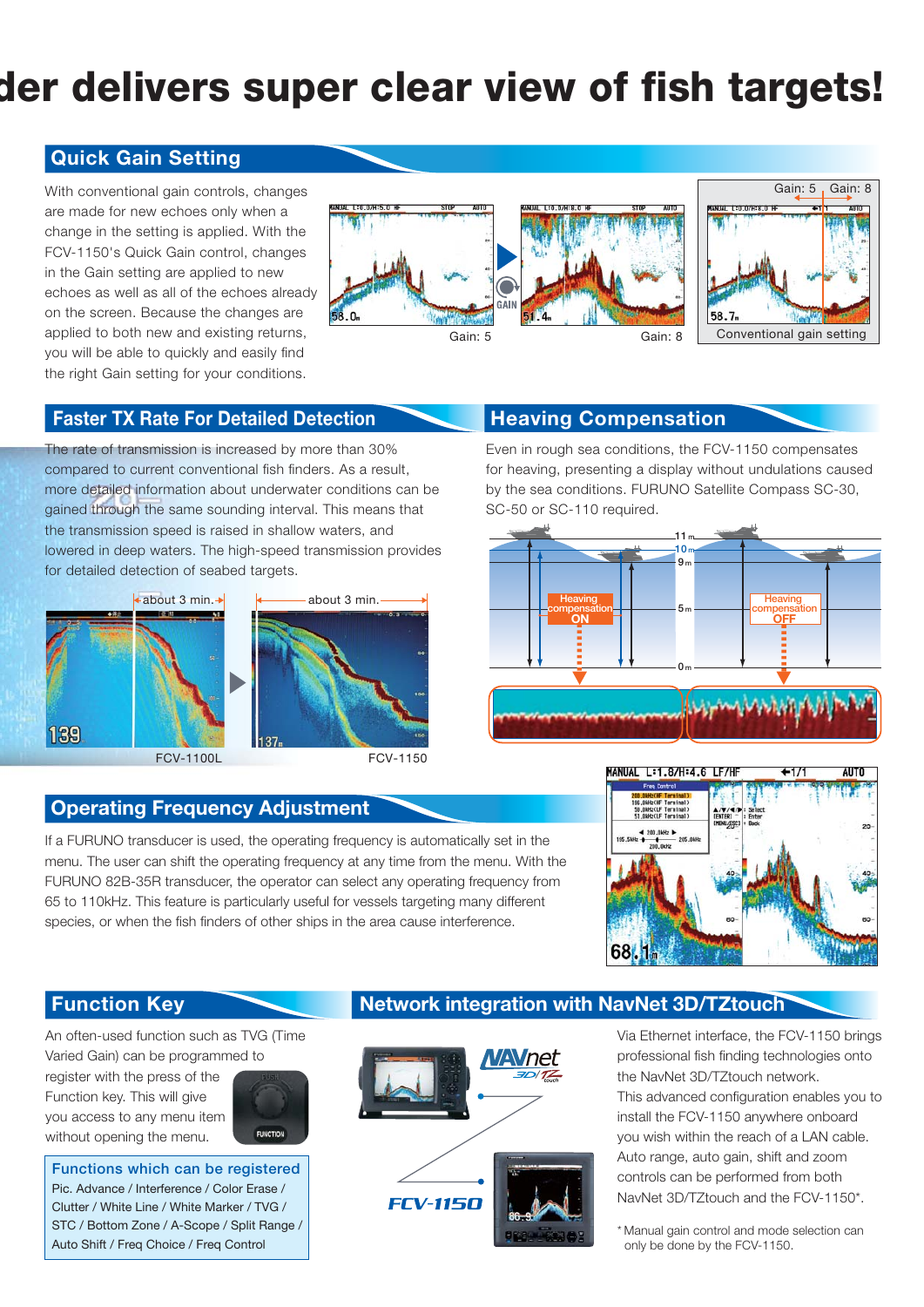# der delivers super clear view of fish targets!

## Quick Gain Setting

With conventional gain controls, changes are made for new echoes only when a change in the setting is applied. With the FCV-1150's Quick Gain control, changes in the Gain setting are applied to new echoes as well as all of the echoes already on the screen. Because the changes are applied to both new and existing returns, you will be able to quickly and easily find the right Gain setting for your conditions.

Gain: 5 Gain: 8 Conventional gain setting

## Faster TX Rate For Detailed Detection

The rate of transmission is increased by more than 30% compared to current conventional fish finders. As a result, more detailed information about underwater conditions can be gained through the same sounding interval. This means that the transmission speed is raised in shallow waters, and lowered in deep waters. The high-speed transmission provides for detailed detection of seabed targets.

about 3 min. about 3 min.

FCV-1100L FCV-1150

## Heaving Compensation

Even in rough sea conditions, the FCV-1150 compensates for heaving, presenting a display without undulations caused by the sea conditions. FURUNO Satellite Compass SC-30, SC-50 or SC-110 required.

Heaving compensation ON — Heaving compensation OFF

## Operating Frequency Adjustment

If a FURUNO transducer is used, the operating frequency is automatically set in the menu. The user can shift the operating frequency at any time from the menu. With the FURUNO 82B-35R transducer, the operator can select any operating frequency from 65 to 110kHz. This feature is particularly useful for vessels targeting many different species, or when the fish finders of other ships in the area cause interference.

## Function Key

An often-used function such as TVG (Time Varied Gain) can be programmed to register with the press of the Function key. This will give you access to any menu item without opening the menu.

**Functions which can be registered**

Pic. Advance / Interference / Color Erase / Clutter / White Line / White Marker / TVG / STC / Bottom Zone / A-Scope / Split Range / Auto Shift / Freq Choice / Freq Control

## Network integration with NavNet 3D/TZtouch

Via Ethernet interface, the FCV-1150 brings professional fish finding technologies onto the NavNet 3D/TZtouch network.

This advanced configuration enables you to install the FCV-1150 anywhere onboard you wish within the reach of a LAN cable. Auto range, auto gain, shift and zoom controls can be performed from both NavNet 3D/TZtouch and the FCV-1150*.

* Manual gain control and mode selection can only be done by the FCV-1150.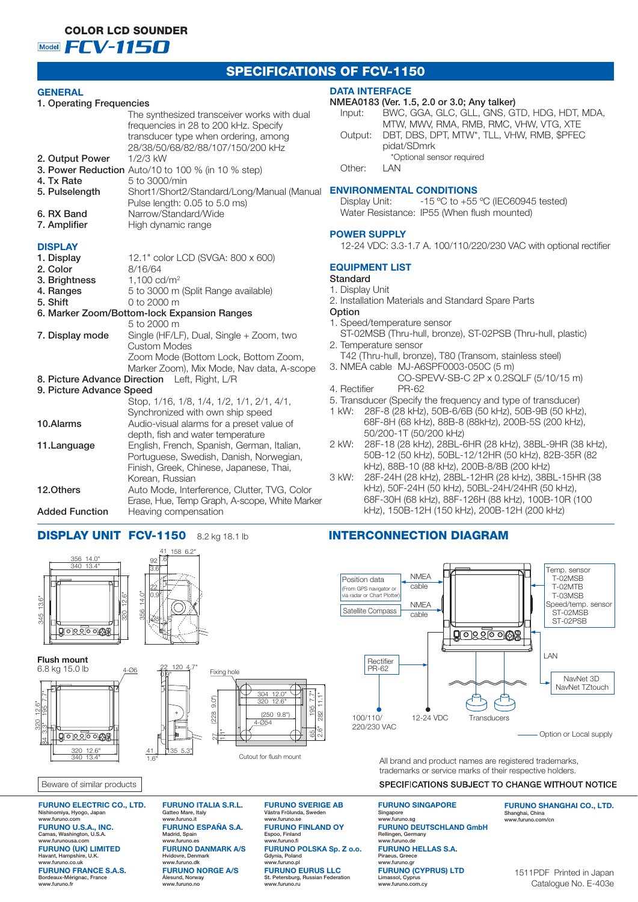COLOR LCD SOUNDER

Model **FCV-1150**

# SPECIFICATIONS OF FCV-1150

## GENERAL

1. Operating Frequencies
   The synthesized transceiver works with dual frequencies in 28 to 200 kHz. Specify transducer type when ordering, among 28/38/50/68/82/88/107/150/200 kHz
2. Output Power — 1/2/3 kW
3. Power Reduction — Auto/10 to 100 % (in 10 % step)
4. Tx Rate — 5 to 3000/min
5. Pulselength — Short1/Short2/Standard/Long/Manual (Manual Pulse length: 0.05 to 5.0 ms)
6. RX Band — Narrow/Standard/Wide
7. Amplifier — High dynamic range

## DISPLAY

1. Display — 12.1" color LCD (SVGA: 800 x 600)
2. Color — 8/16/64
3. Brightness — 1,100 cd/m$^2$
4. Ranges — 5 to 3000 m (Split Range available)
5. Shift — 0 to 2000 m
6. Marker Zoom/Bottom-lock Expansion Ranges — 5 to 2000 m
7. Display mode — Single (HF/LF), Dual, Single + Zoom, two Custom Modes
   Zoom Mode (Bottom Lock, Bottom Zoom, Marker Zoom), Mix Mode, Nav data, A-scope
8. Picture Advance Direction — Left, Right, L/R
9. Picture Advance Speed — Stop, 1/16, 1/8, 1/4, 1/2, 1/1, 2/1, 4/1, Synchronized with own ship speed
10. Alarms — Audio-visual alarms for a preset value of depth, fish and water temperature
11. Language — English, French, Spanish, German, Italian, Portuguese, Swedish, Danish, Norwegian, Finish, Greek, Chinese, Japanese, Thai, Korean, Russian
12. Others — Auto Mode, Interference, Clutter, TVG, Color Erase, Hue, Temp Graph, A-scope, White Marker

Added Function — Heaving compensation

## DATA INTERFACE

NMEA0183 (Ver. 1.5, 2.0 or 3.0; Any talker)

Input: BWC, GGA, GLC, GLL, GNS, GTD, HDG, HDT, MDA, MTW, MWV, RMA, RMB, RMC, VHW, VTG, XTE

Output: DBT, DBS, DPT, MTW*, TLL, VHW, RMB, $PFEC pidat/SDmrk
*Optional sensor required

Other: LAN

## ENVIRONMENTAL CONDITIONS

Display Unit: -15 ºC to +55 ºC (IEC60945 tested)
Water Resistance: IP55 (When flush mounted)

## POWER SUPPLY

12-24 VDC: 3.3-1.7 A. 100/110/220/230 VAC with optional rectifier

## EQUIPMENT LIST

**Standard**

1. Display Unit
2. Installation Materials and Standard Spare Parts

**Option**

1. Speed/temperature sensor
   ST-02MSB (Thru-hull, bronze), ST-02PSB (Thru-hull, plastic)
2. Temperature sensor
   T42 (Thru-hull, bronze), T80 (Transom, stainless steel)
3. NMEA cable MJ-A6SPF0003-050C (5 m)
   CO-SPEVV-SB-C 2P x 0.2SQLF (5/10/15 m)
4. Rectifier PR-62
5. Transducer (Specify the frequency and type of transducer)
   1 kW: 28F-8 (28 kHz), 50B-6/6B (50 kHz), 50B-9B (50 kHz), 68F-8H (68 kHz), 88B-8 (88kHz), 200B-5S (200 kHz), 50/200-1T (50/200 kHz)
   2 kW: 28F-18 (28 kHz), 28BL-6HR (28 kHz), 38BL-9HR (38 kHz), 50B-12 (50 kHz), 50BL-12/12HR (50 kHz), 82B-35R (82 kHz), 88B-10 (88 kHz), 200B-8/8B (200 kHz)
   3 kW: 28F-24H (28 kHz), 28BL-12HR (28 kHz), 38BL-15HR (38 kHz), 50F-24H (50 kHz), 50BL-24H/24HR (50 kHz), 68F-30H (68 kHz), 88F-126H (88 kHz), 100B-10R (100 kHz), 150B-12H (150 kHz), 200B-12H (200 kHz)

## DISPLAY UNIT FCV-1150

8.2 kg 18.1 lb

356 14.0"
340 13.4"
345 13.6"
320 12.6"
41 158 6.2"
92 3.6
22 0.9"
356 14.0"

**Flush mount**
6.8 kg 15.0 lb

4-Ø6
22 120 4.7"
0.9"
Fixing hole
320 12.6"
195 7.7"
84 3.3"
320 12.6"
340 13.4"
41 1.6"
135 5.3"
304 12.0"
320 12.6"
(250 9.8")
4-Ø54
(228 9.0")
195 7.7"
282 11.1"
27 1.1"
65 2.6"

Cutout for flush mount

## INTERCONNECTION DIAGRAM

Position data (From GPS navigator or via radar or Chart Plotter)
NMEA cable
Satellite Compass
NMEA cable
Temp. sensor T-02MSB T-02MTB T-03MSB
Speed/temp. sensor ST-02MSB ST-02PSB
LAN
NavNet 3D NavNet TZtouch
Rectifier PR-62
100/110/220/230 VAC
12-24 VDC
Transducers
Option or Local supply

All brand and product names are registered trademarks, trademarks or service marks of their respective holders.

SPECIFICATIONS SUBJECT TO CHANGE WITHOUT NOTICE

Beware of similar products

**FURUNO ELECTRIC CO., LTD.** Nishinomiya, Hyogo, Japan www.furuno.com
**FURUNO U.S.A., INC.** Camas, Washington, U.S.A. www.furunousa.com
**FURUNO (UK) LIMITED** Havant, Hampshire, U.K. www.furuno.co.uk
**FURUNO FRANCE S.A.S.** Bordeaux-Mérignac, France www.furuno.fr
**FURUNO ITALIA S.R.L.** Gatteo Mare, Italy www.furuno.it
**FURUNO ESPAÑA S.A.** Madrid, Spain www.furuno.es
**FURUNO DANMARK A/S** Hvidovre, Denmark www.furuno.dk
**FURUNO NORGE A/S** Ålesund, Norway www.furuno.no
**FURUNO SVERIGE AB** Västra Frölunda, Sweden www.furuno.se
**FURUNO FINLAND OY** Espoo, Finland www.furuno.fi
**FURUNO POLSKA Sp. Z o.o.** Gdynia, Poland www.furuno.pl
**FURUNO EURUS LLC** St. Petersburg, Russian Federation www.furuno.ru
**FURUNO SINGAPORE** Singapore www.furuno.sg
**FURUNO DEUTSCHLAND GmbH** Rellingen, Germany www.furuno.de
**FURUNO HELLAS S.A.** Piraeus, Greece www.furuno.gr
**FURUNO (CYPRUS) LTD** Limassol, Cyprus www.furuno.com.cy
**FURUNO SHANGHAI CO., LTD.** Shanghai, China www.furuno.com/cn

1511PDF Printed in Japan
Catalogue No. E-403e